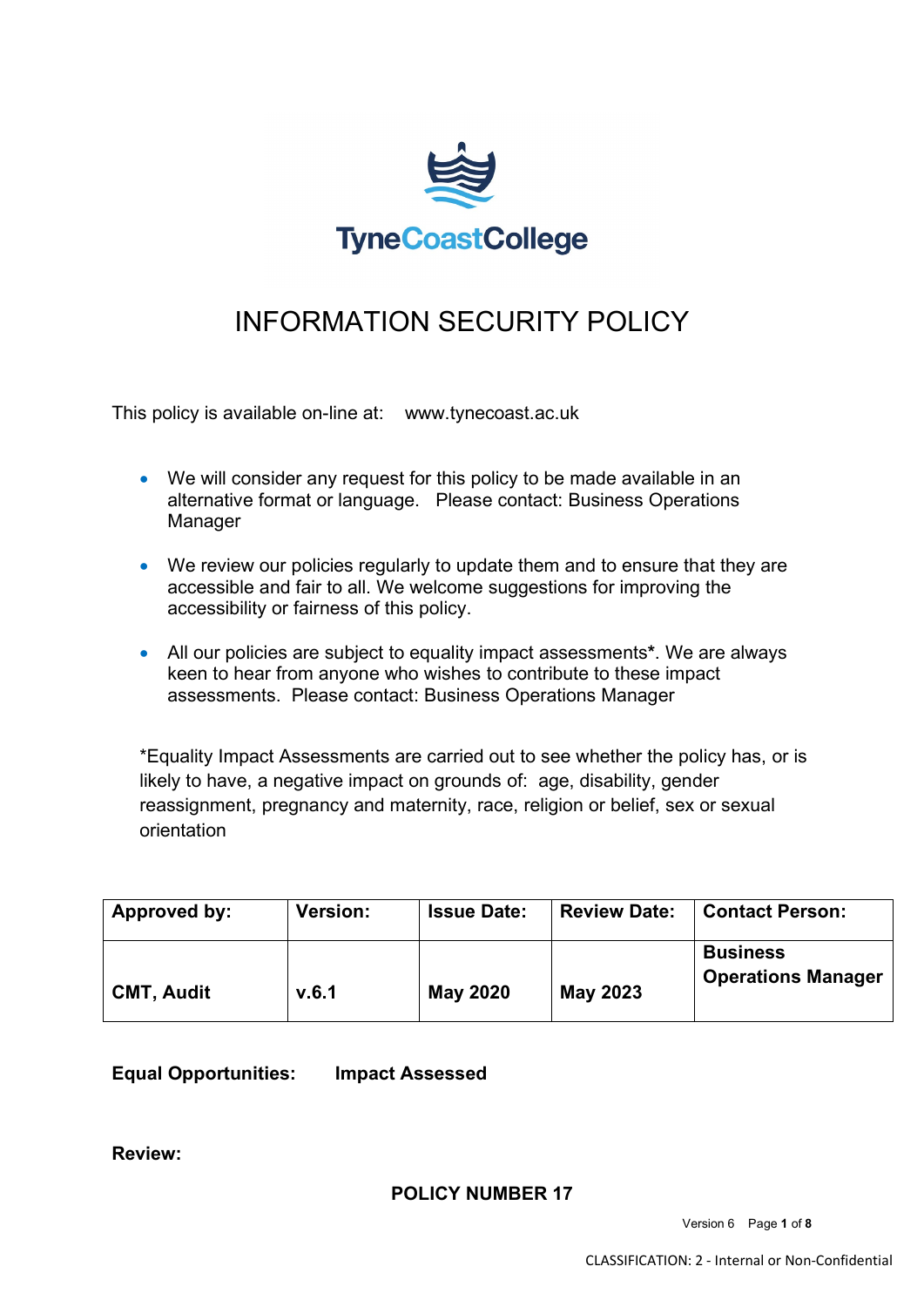TyneCoastCollege

# INFORMATION SECURITY POLICY

This policy is available on-line at: www.tynecoast.ac.uk

- We will consider any request for this policy to be made available in an alternative format or language. Please contact: Business Operations Manager
- We review our policies regularly to update them and to ensure that they are accessible and fair to all. We welcome suggestions for improving the accessibility or fairness of this policy.
- All our policies are subject to equality impact assessments**\***. We are always keen to hear from anyone who wishes to contribute to these impact assessments. Please contact: Business Operations Manager

*Equality Impact Assessments are carried out to see whether the policy has, or is likely to have, a negative impact on grounds of: age, disability, gender reassignment, pregnancy and maternity, race, religion or belief, sex or sexual orientation

| Approved by: | Version: | Issue Date: | Review Date: | Contact Person: |
|---|---|---|---|---|
| **CMT, Audit** | **v.6.1** | **May 2020** | **May 2023** | **Business Operations Manager** |

**Equal Opportunities:** **Impact Assessed**

**Review:**

**POLICY NUMBER 17**

CLASSIFICATION: 2 - Internal or Non-Confidential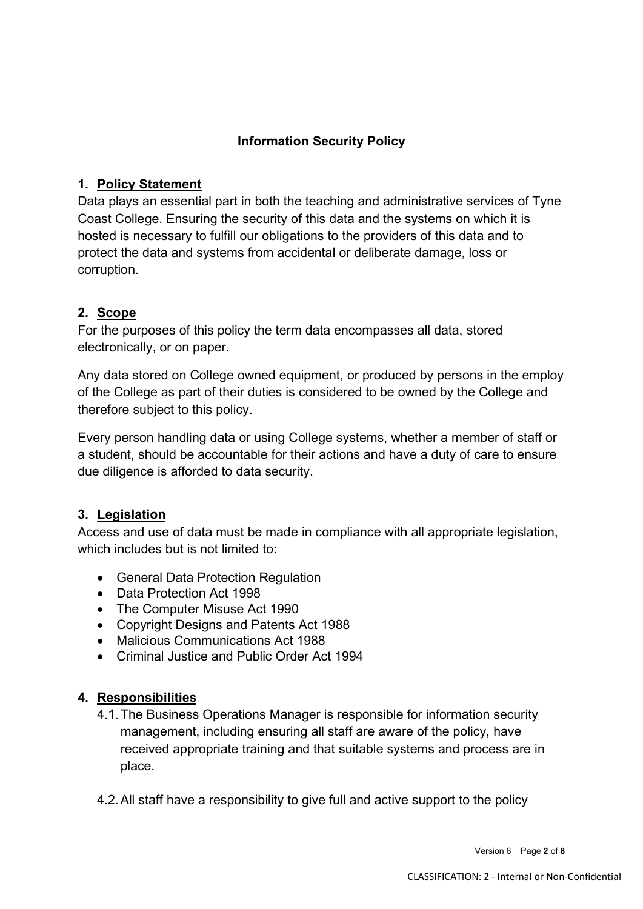# Information Security Policy

## 1. Policy Statement

Data plays an essential part in both the teaching and administrative services of Tyne Coast College. Ensuring the security of this data and the systems on which it is hosted is necessary to fulfill our obligations to the providers of this data and to protect the data and systems from accidental or deliberate damage, loss or corruption.

## 2. Scope

For the purposes of this policy the term data encompasses all data, stored electronically, or on paper.

Any data stored on College owned equipment, or produced by persons in the employ of the College as part of their duties is considered to be owned by the College and therefore subject to this policy.

Every person handling data or using College systems, whether a member of staff or a student, should be accountable for their actions and have a duty of care to ensure due diligence is afforded to data security.

## 3. Legislation

Access and use of data must be made in compliance with all appropriate legislation, which includes but is not limited to:

- General Data Protection Regulation
- Data Protection Act 1998
- The Computer Misuse Act 1990
- Copyright Designs and Patents Act 1988
- Malicious Communications Act 1988
- Criminal Justice and Public Order Act 1994

## 4. Responsibilities

4.1. The Business Operations Manager is responsible for information security management, including ensuring all staff are aware of the policy, have received appropriate training and that suitable systems and process are in place.

4.2. All staff have a responsibility to give full and active support to the policy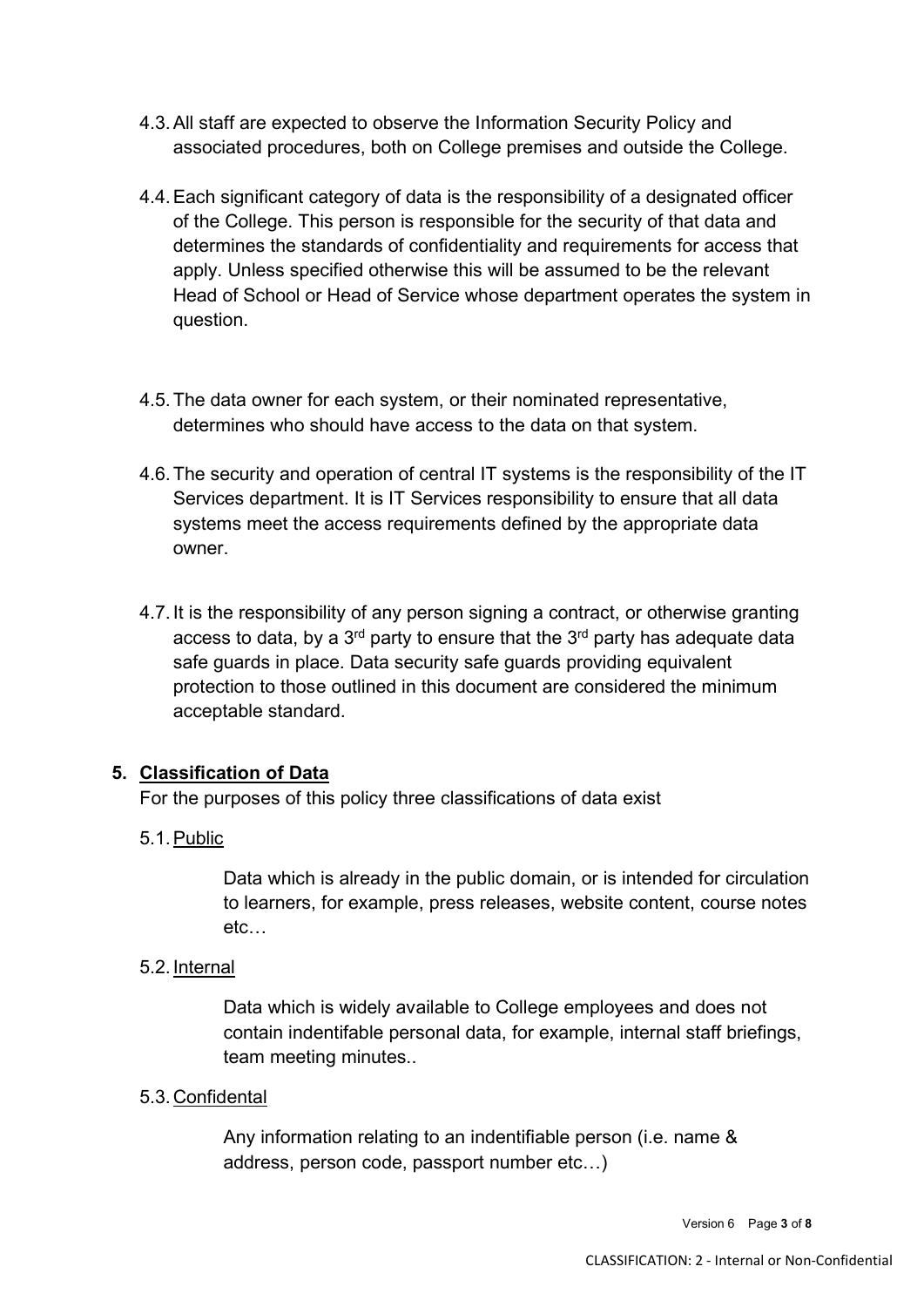4.3. All staff are expected to observe the Information Security Policy and associated procedures, both on College premises and outside the College.

4.4. Each significant category of data is the responsibility of a designated officer of the College. This person is responsible for the security of that data and determines the standards of confidentiality and requirements for access that apply. Unless specified otherwise this will be assumed to be the relevant Head of School or Head of Service whose department operates the system in question.

4.5. The data owner for each system, or their nominated representative, determines who should have access to the data on that system.

4.6. The security and operation of central IT systems is the responsibility of the IT Services department. It is IT Services responsibility to ensure that all data systems meet the access requirements defined by the appropriate data owner.

4.7. It is the responsibility of any person signing a contract, or otherwise granting access to data, by a 3rd party to ensure that the 3rd party has adequate data safe guards in place. Data security safe guards providing equivalent protection to those outlined in this document are considered the minimum acceptable standard.

## 5. Classification of Data

For the purposes of this policy three classifications of data exist

5.1. Public

Data which is already in the public domain, or is intended for circulation to learners, for example, press releases, website content, course notes etc…

5.2. Internal

Data which is widely available to College employees and does not contain indentifable personal data, for example, internal staff briefings, team meeting minutes..

5.3. Confidental

Any information relating to an indentifiable person (i.e. name & address, person code, passport number etc…)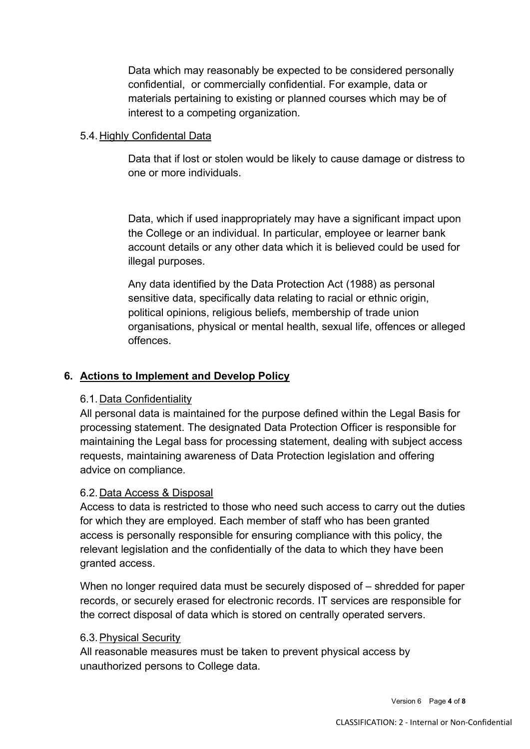Data which may reasonably be expected to be considered personally confidential,  or commercially confidential. For example, data or materials pertaining to existing or planned courses which may be of interest to a competing organization.

### 5.4. Highly Confidental Data

Data that if lost or stolen would be likely to cause damage or distress to one or more individuals.

Data, which if used inappropriately may have a significant impact upon the College or an individual. In particular, employee or learner bank account details or any other data which it is believed could be used for illegal purposes.

Any data identified by the Data Protection Act (1988) as personal sensitive data, specifically data relating to racial or ethnic origin, political opinions, religious beliefs, membership of trade union organisations, physical or mental health, sexual life, offences or alleged offences.

## 6. Actions to Implement and Develop Policy

### 6.1. Data Confidentiality

All personal data is maintained for the purpose defined within the Legal Basis for processing statement. The designated Data Protection Officer is responsible for maintaining the Legal bass for processing statement, dealing with subject access requests, maintaining awareness of Data Protection legislation and offering advice on compliance.

### 6.2. Data Access & Disposal

Access to data is restricted to those who need such access to carry out the duties for which they are employed. Each member of staff who has been granted access is personally responsible for ensuring compliance with this policy, the relevant legislation and the confidentially of the data to which they have been granted access.

When no longer required data must be securely disposed of – shredded for paper records, or securely erased for electronic records. IT services are responsible for the correct disposal of data which is stored on centrally operated servers.

### 6.3. Physical Security

All reasonable measures must be taken to prevent physical access by unauthorized persons to College data.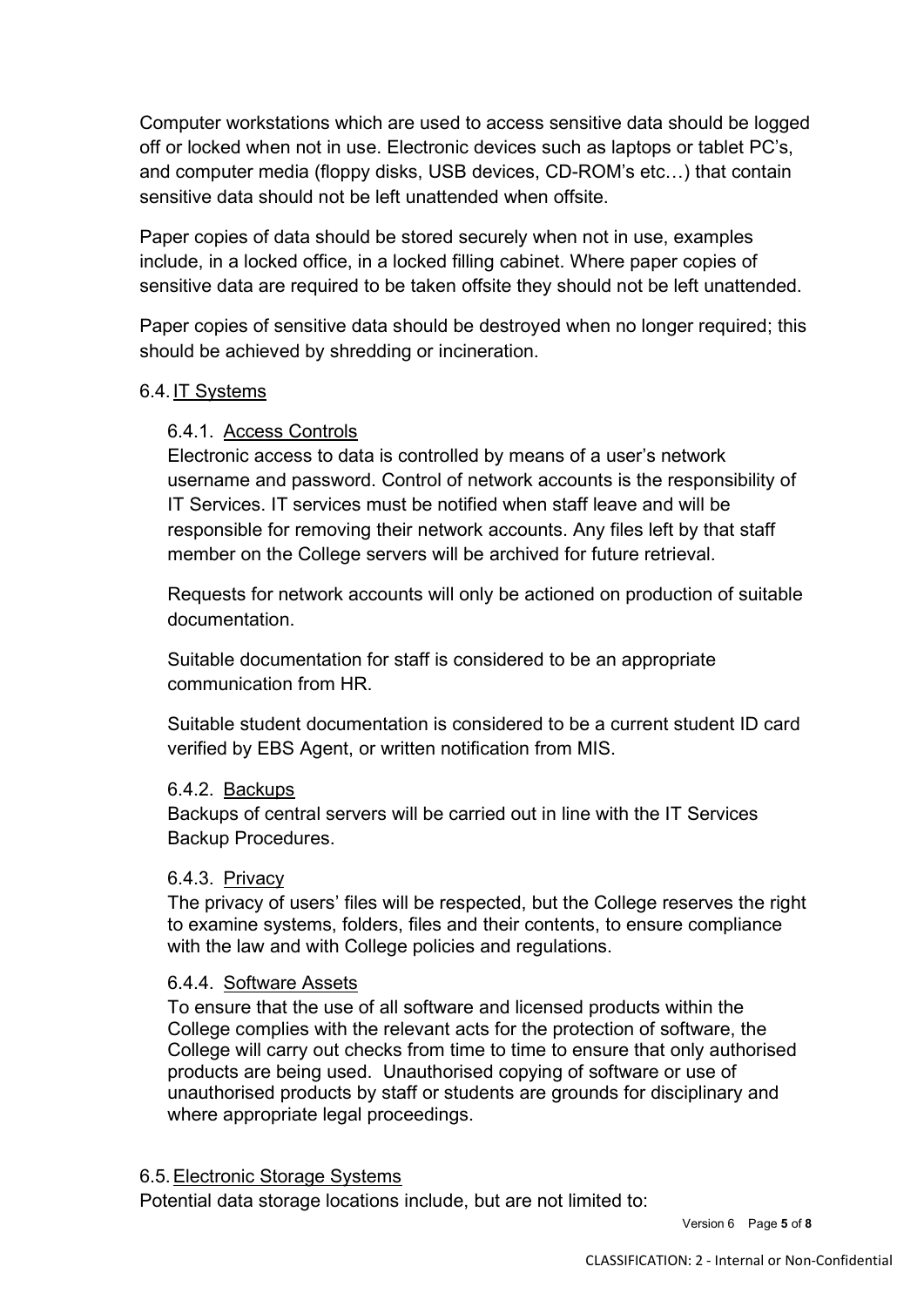Computer workstations which are used to access sensitive data should be logged off or locked when not in use. Electronic devices such as laptops or tablet PC's, and computer media (floppy disks, USB devices, CD-ROM's etc…) that contain sensitive data should not be left unattended when offsite.

Paper copies of data should be stored securely when not in use, examples include, in a locked office, in a locked filling cabinet. Where paper copies of sensitive data are required to be taken offsite they should not be left unattended.

Paper copies of sensitive data should be destroyed when no longer required; this should be achieved by shredding or incineration.

### 6.4. IT Systems

#### 6.4.1. Access Controls

Electronic access to data is controlled by means of a user's network username and password. Control of network accounts is the responsibility of IT Services. IT services must be notified when staff leave and will be responsible for removing their network accounts. Any files left by that staff member on the College servers will be archived for future retrieval.

Requests for network accounts will only be actioned on production of suitable documentation.

Suitable documentation for staff is considered to be an appropriate communication from HR.

Suitable student documentation is considered to be a current student ID card verified by EBS Agent, or written notification from MIS.

#### 6.4.2. Backups

Backups of central servers will be carried out in line with the IT Services Backup Procedures.

#### 6.4.3. Privacy

The privacy of users' files will be respected, but the College reserves the right to examine systems, folders, files and their contents, to ensure compliance with the law and with College policies and regulations.

#### 6.4.4. Software Assets

To ensure that the use of all software and licensed products within the College complies with the relevant acts for the protection of software, the College will carry out checks from time to time to ensure that only authorised products are being used. Unauthorised copying of software or use of unauthorised products by staff or students are grounds for disciplinary and where appropriate legal proceedings.

### 6.5. Electronic Storage Systems

Potential data storage locations include, but are not limited to: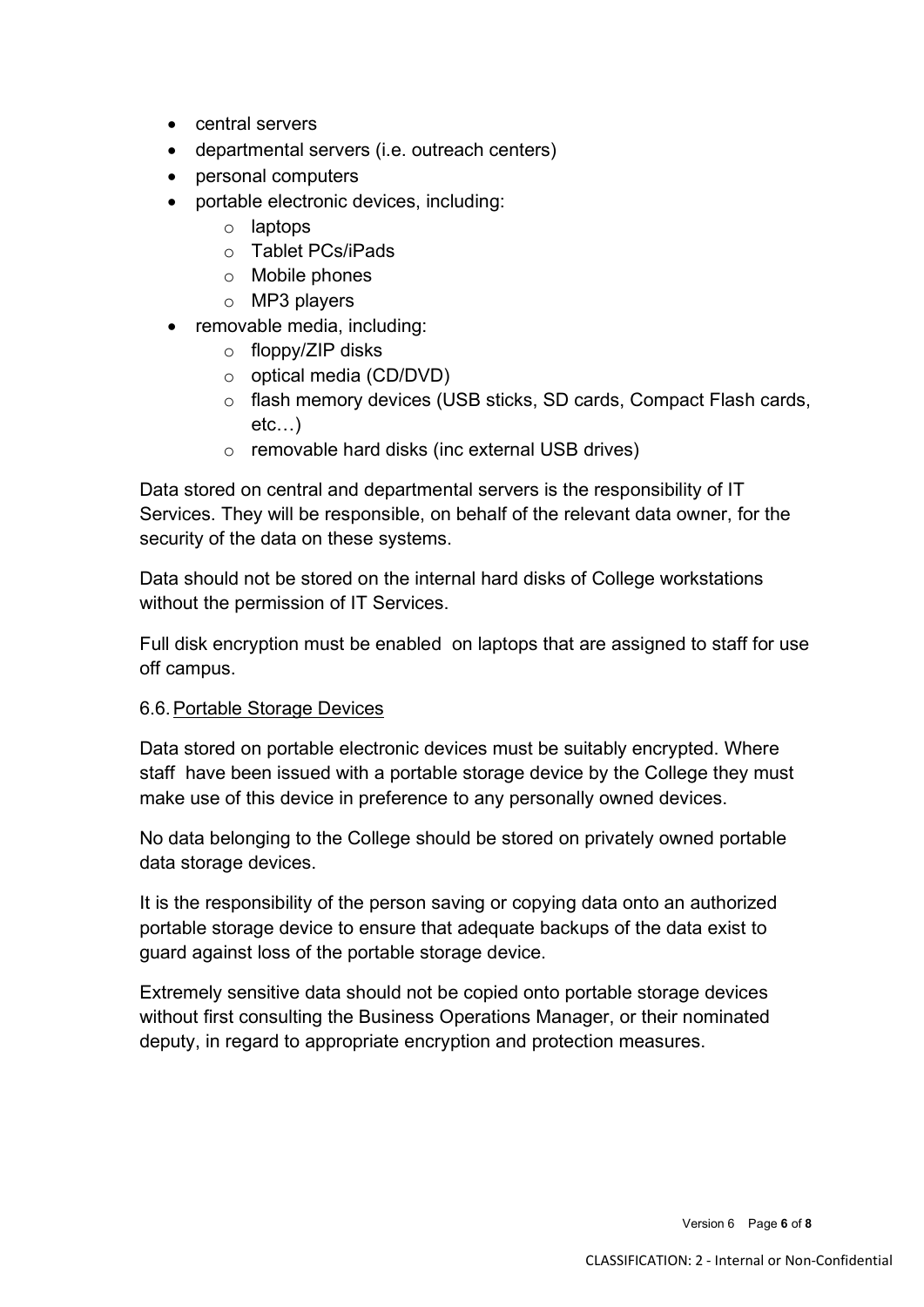- central servers
- departmental servers (i.e. outreach centers)
- personal computers
- portable electronic devices, including:
    - laptops
    - Tablet PCs/iPads
    - Mobile phones
    - MP3 players
- removable media, including:
    - floppy/ZIP disks
    - optical media (CD/DVD)
    - flash memory devices (USB sticks, SD cards, Compact Flash cards, etc…)
    - removable hard disks (inc external USB drives)

Data stored on central and departmental servers is the responsibility of IT Services. They will be responsible, on behalf of the relevant data owner, for the security of the data on these systems.

Data should not be stored on the internal hard disks of College workstations without the permission of IT Services.

Full disk encryption must be enabled on laptops that are assigned to staff for use off campus.

### 6.6. Portable Storage Devices

Data stored on portable electronic devices must be suitably encrypted. Where staff have been issued with a portable storage device by the College they must make use of this device in preference to any personally owned devices.

No data belonging to the College should be stored on privately owned portable data storage devices.

It is the responsibility of the person saving or copying data onto an authorized portable storage device to ensure that adequate backups of the data exist to guard against loss of the portable storage device.

Extremely sensitive data should not be copied onto portable storage devices without first consulting the Business Operations Manager, or their nominated deputy, in regard to appropriate encryption and protection measures.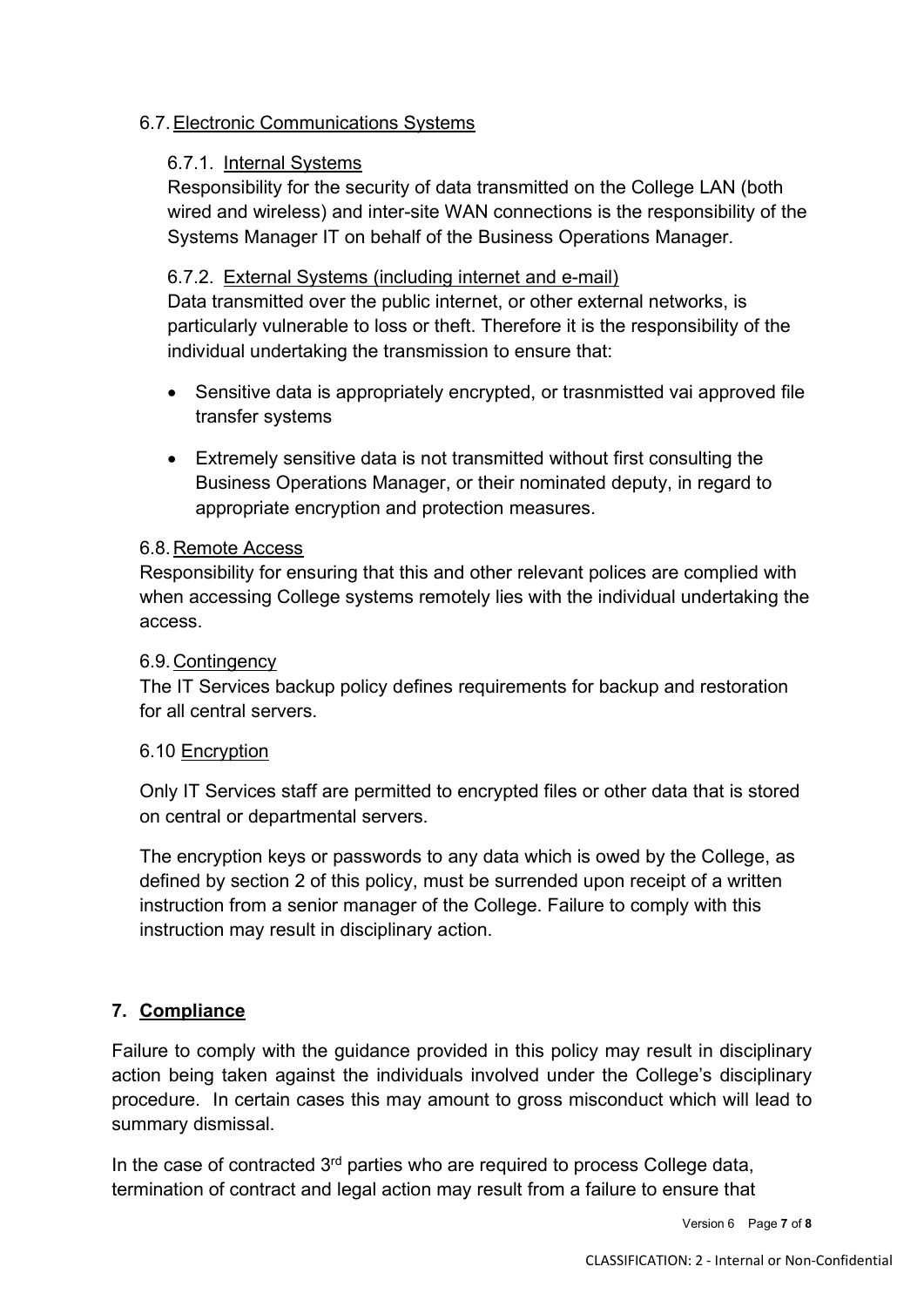### 6.7. Electronic Communications Systems

#### 6.7.1. Internal Systems

Responsibility for the security of data transmitted on the College LAN (both wired and wireless) and inter-site WAN connections is the responsibility of the Systems Manager IT on behalf of the Business Operations Manager.

#### 6.7.2. External Systems (including internet and e-mail)

Data transmitted over the public internet, or other external networks, is particularly vulnerable to loss or theft. Therefore it is the responsibility of the individual undertaking the transmission to ensure that:

- Sensitive data is appropriately encrypted, or trasnmistted vai approved file transfer systems
- Extremely sensitive data is not transmitted without first consulting the Business Operations Manager, or their nominated deputy, in regard to appropriate encryption and protection measures.

### 6.8. Remote Access

Responsibility for ensuring that this and other relevant polices are complied with when accessing College systems remotely lies with the individual undertaking the access.

### 6.9. Contingency

The IT Services backup policy defines requirements for backup and restoration for all central servers.

### 6.10 Encryption

Only IT Services staff are permitted to encrypted files or other data that is stored on central or departmental servers.

The encryption keys or passwords to any data which is owed by the College, as defined by section 2 of this policy, must be surrendered upon receipt of a written instruction from a senior manager of the College. Failure to comply with this instruction may result in disciplinary action.

## 7. Compliance

Failure to comply with the guidance provided in this policy may result in disciplinary action being taken against the individuals involved under the College's disciplinary procedure. In certain cases this may amount to gross misconduct which will lead to summary dismissal.

In the case of contracted 3rd parties who are required to process College data, termination of contract and legal action may result from a failure to ensure that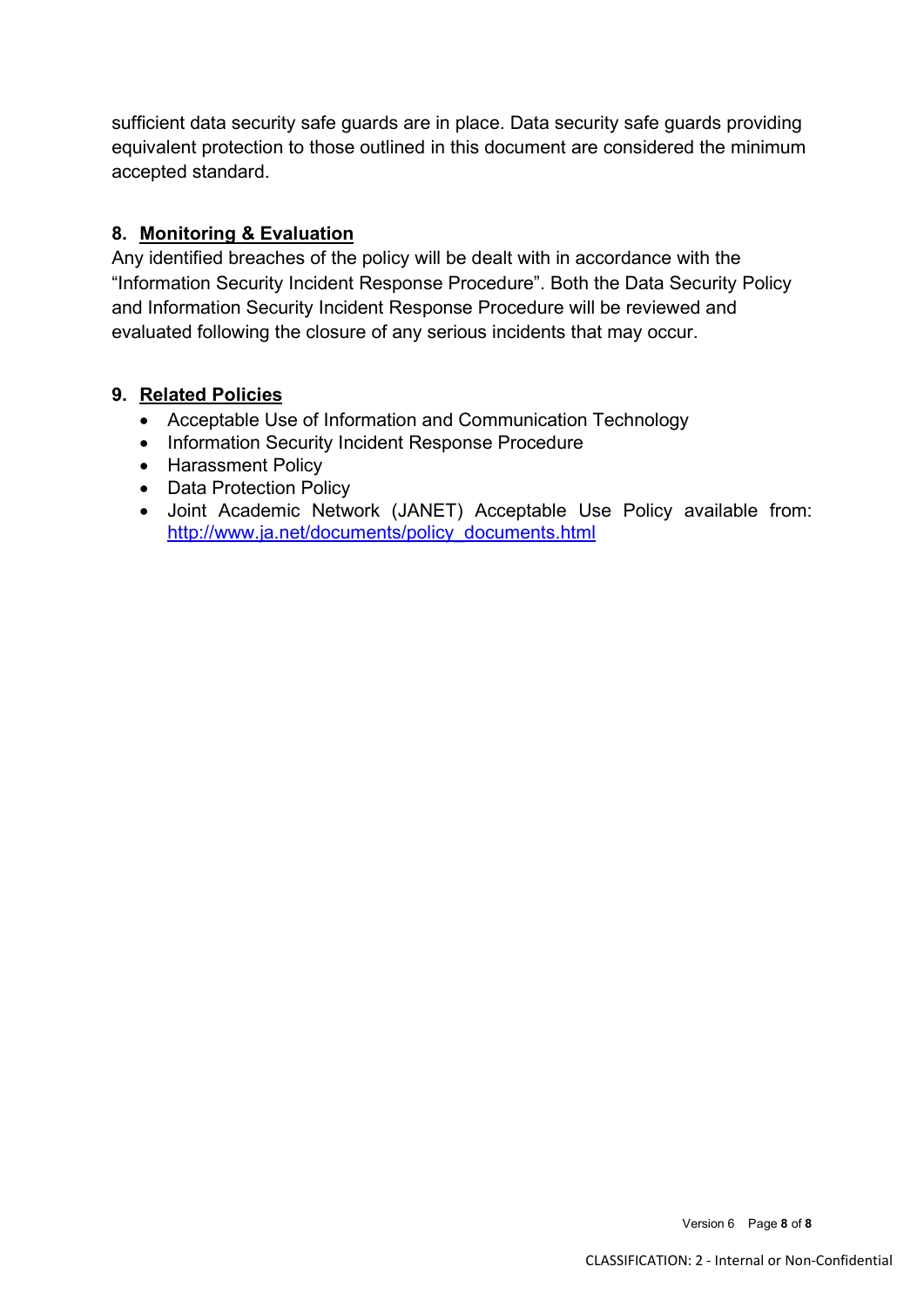sufficient data security safe guards are in place. Data security safe guards providing equivalent protection to those outlined in this document are considered the minimum accepted standard.

## 8. Monitoring & Evaluation

Any identified breaches of the policy will be dealt with in accordance with the "Information Security Incident Response Procedure". Both the Data Security Policy and Information Security Incident Response Procedure will be reviewed and evaluated following the closure of any serious incidents that may occur.

## 9. Related Policies

- Acceptable Use of Information and Communication Technology
- Information Security Incident Response Procedure
- Harassment Policy
- Data Protection Policy
- Joint Academic Network (JANET) Acceptable Use Policy available from: http://www.ja.net/documents/policy_documents.html